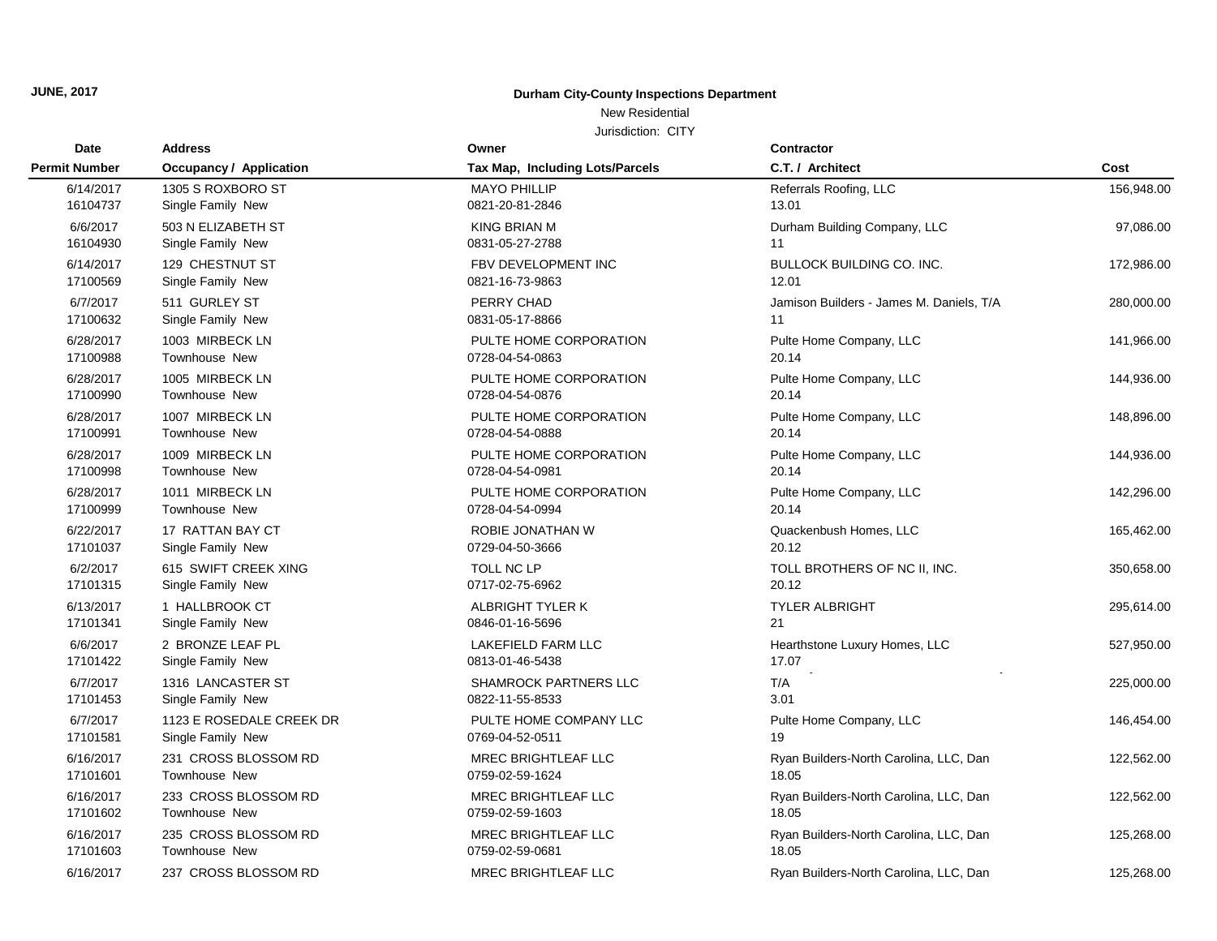JUNE, 2017

**Durham City-County Inspections Department**

New Residential

Jurisdiction: CITY

| Date / Permit Number | Address / Occupancy / Application | Owner / Tax Map, Including Lots/Parcels | Contractor / C.T. / Architect | Cost |
|---|---|---|---|---|
| 6/14/2017<br>16104737 | 1305 S ROXBORO ST<br>Single Family New | MAYO PHILLIP<br>0821-20-81-2846 | Referrals Roofing, LLC<br>13.01 | 156,948.00 |
| 6/6/2017<br>16104930 | 503 N ELIZABETH ST<br>Single Family New | KING BRIAN M<br>0831-05-27-2788 | Durham Building Company, LLC<br>11 | 97,086.00 |
| 6/14/2017<br>17100569 | 129 CHESTNUT ST<br>Single Family New | FBV DEVELOPMENT INC<br>0821-16-73-9863 | BULLOCK BUILDING CO. INC.<br>12.01 | 172,986.00 |
| 6/7/2017<br>17100632 | 511 GURLEY ST<br>Single Family New | PERRY CHAD<br>0831-05-17-8866 | Jamison Builders - James M. Daniels, T/A<br>11 | 280,000.00 |
| 6/28/2017<br>17100988 | 1003 MIRBECK LN<br>Townhouse New | PULTE HOME CORPORATION<br>0728-04-54-0863 | Pulte Home Company, LLC<br>20.14 | 141,966.00 |
| 6/28/2017<br>17100990 | 1005 MIRBECK LN<br>Townhouse New | PULTE HOME CORPORATION<br>0728-04-54-0876 | Pulte Home Company, LLC<br>20.14 | 144,936.00 |
| 6/28/2017<br>17100991 | 1007 MIRBECK LN<br>Townhouse New | PULTE HOME CORPORATION<br>0728-04-54-0888 | Pulte Home Company, LLC<br>20.14 | 148,896.00 |
| 6/28/2017<br>17100998 | 1009 MIRBECK LN<br>Townhouse New | PULTE HOME CORPORATION<br>0728-04-54-0981 | Pulte Home Company, LLC<br>20.14 | 144,936.00 |
| 6/28/2017<br>17100999 | 1011 MIRBECK LN<br>Townhouse New | PULTE HOME CORPORATION<br>0728-04-54-0994 | Pulte Home Company, LLC<br>20.14 | 142,296.00 |
| 6/22/2017<br>17101037 | 17 RATTAN BAY CT<br>Single Family New | ROBIE JONATHAN W<br>0729-04-50-3666 | Quackenbush Homes, LLC<br>20.12 | 165,462.00 |
| 6/2/2017<br>17101315 | 615 SWIFT CREEK XING<br>Single Family New | TOLL NC LP<br>0717-02-75-6962 | TOLL BROTHERS OF NC II, INC.<br>20.12 | 350,658.00 |
| 6/13/2017<br>17101341 | 1 HALLBROOK CT<br>Single Family New | ALBRIGHT TYLER K<br>0846-01-16-5696 | TYLER ALBRIGHT<br>21 | 295,614.00 |
| 6/6/2017<br>17101422 | 2 BRONZE LEAF PL<br>Single Family New | LAKEFIELD FARM LLC<br>0813-01-46-5438 | Hearthstone Luxury Homes, LLC<br>17.07 | 527,950.00 |
| 6/7/2017<br>17101453 | 1316 LANCASTER ST<br>Single Family New | SHAMROCK PARTNERS LLC<br>0822-11-55-8533 | T/A<br>3.01 | 225,000.00 |
| 6/7/2017<br>17101581 | 1123 E ROSEDALE CREEK DR<br>Single Family New | PULTE HOME COMPANY LLC<br>0769-04-52-0511 | Pulte Home Company, LLC<br>19 | 146,454.00 |
| 6/16/2017<br>17101601 | 231 CROSS BLOSSOM RD<br>Townhouse New | MREC BRIGHTLEAF LLC<br>0759-02-59-1624 | Ryan Builders-North Carolina, LLC, Dan<br>18.05 | 122,562.00 |
| 6/16/2017<br>17101602 | 233 CROSS BLOSSOM RD<br>Townhouse New | MREC BRIGHTLEAF LLC<br>0759-02-59-1603 | Ryan Builders-North Carolina, LLC, Dan<br>18.05 | 122,562.00 |
| 6/16/2017<br>17101603 | 235 CROSS BLOSSOM RD<br>Townhouse New | MREC BRIGHTLEAF LLC<br>0759-02-59-0681 | Ryan Builders-North Carolina, LLC, Dan<br>18.05 | 125,268.00 |
| 6/16/2017 | 237 CROSS BLOSSOM RD | MREC BRIGHTLEAF LLC | Ryan Builders-North Carolina, LLC, Dan | 125,268.00 |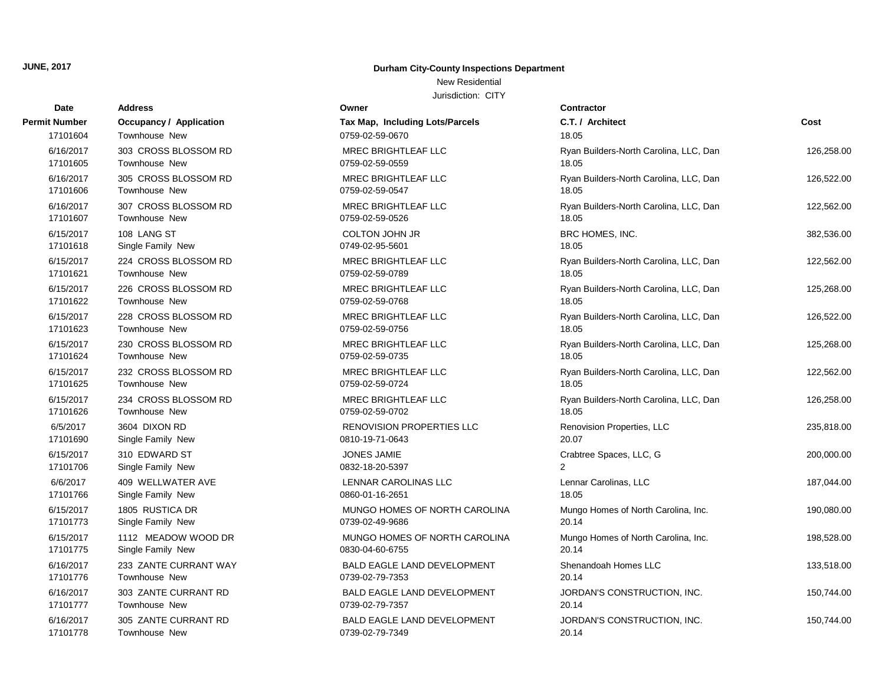| Date | Permit Number | Address | Occupancy / Application | Owner | Tax Map, Including Lots/Parcels | Contractor | C.T. / Architect | Cost |
|---|---|---|---|---|---|---|---|---|
| | 17101604 | | Townhouse New | | 0759-02-59-0670 | | 18.05 | |
| 6/16/2017 | 17101605 | 303 CROSS BLOSSOM RD | Townhouse New | MREC BRIGHTLEAF LLC | 0759-02-59-0559 | Ryan Builders-North Carolina, LLC, Dan | 18.05 | 126,258.00 |
| 6/16/2017 | 17101606 | 305 CROSS BLOSSOM RD | Townhouse New | MREC BRIGHTLEAF LLC | 0759-02-59-0547 | Ryan Builders-North Carolina, LLC, Dan | 18.05 | 126,522.00 |
| 6/16/2017 | 17101607 | 307 CROSS BLOSSOM RD | Townhouse New | MREC BRIGHTLEAF LLC | 0759-02-59-0526 | Ryan Builders-North Carolina, LLC, Dan | 18.05 | 122,562.00 |
| 6/15/2017 | 17101618 | 108 LANG ST | Single Family New | COLTON JOHN JR | 0749-02-95-5601 | BRC HOMES, INC. | 18.05 | 382,536.00 |
| 6/15/2017 | 17101621 | 224 CROSS BLOSSOM RD | Townhouse New | MREC BRIGHTLEAF LLC | 0759-02-59-0789 | Ryan Builders-North Carolina, LLC, Dan | 18.05 | 122,562.00 |
| 6/15/2017 | 17101622 | 226 CROSS BLOSSOM RD | Townhouse New | MREC BRIGHTLEAF LLC | 0759-02-59-0768 | Ryan Builders-North Carolina, LLC, Dan | 18.05 | 125,268.00 |
| 6/15/2017 | 17101623 | 228 CROSS BLOSSOM RD | Townhouse New | MREC BRIGHTLEAF LLC | 0759-02-59-0756 | Ryan Builders-North Carolina, LLC, Dan | 18.05 | 126,522.00 |
| 6/15/2017 | 17101624 | 230 CROSS BLOSSOM RD | Townhouse New | MREC BRIGHTLEAF LLC | 0759-02-59-0735 | Ryan Builders-North Carolina, LLC, Dan | 18.05 | 125,268.00 |
| 6/15/2017 | 17101625 | 232 CROSS BLOSSOM RD | Townhouse New | MREC BRIGHTLEAF LLC | 0759-02-59-0724 | Ryan Builders-North Carolina, LLC, Dan | 18.05 | 122,562.00 |
| 6/15/2017 | 17101626 | 234 CROSS BLOSSOM RD | Townhouse New | MREC BRIGHTLEAF LLC | 0759-02-59-0702 | Ryan Builders-North Carolina, LLC, Dan | 18.05 | 126,258.00 |
| 6/5/2017 | 17101690 | 3604 DIXON RD | Single Family New | RENOVISION PROPERTIES LLC | 0810-19-71-0643 | Renovision Properties, LLC | 20.07 | 235,818.00 |
| 6/15/2017 | 17101706 | 310 EDWARD ST | Single Family New | JONES JAMIE | 0832-18-20-5397 | Crabtree Spaces, LLC, G | 2 | 200,000.00 |
| 6/6/2017 | 17101766 | 409 WELLWATER AVE | Single Family New | LENNAR CAROLINAS LLC | 0860-01-16-2651 | Lennar Carolinas, LLC | 18.05 | 187,044.00 |
| 6/15/2017 | 17101773 | 1805 RUSTICA DR | Single Family New | MUNGO HOMES OF NORTH CAROLINA | 0739-02-49-9686 | Mungo Homes of North Carolina, Inc. | 20.14 | 190,080.00 |
| 6/15/2017 | 17101775 | 1112 MEADOW WOOD DR | Single Family New | MUNGO HOMES OF NORTH CAROLINA | 0830-04-60-6755 | Mungo Homes of North Carolina, Inc. | 20.14 | 198,528.00 |
| 6/16/2017 | 17101776 | 233 ZANTE CURRANT WAY | Townhouse New | BALD EAGLE LAND DEVELOPMENT | 0739-02-79-7353 | Shenandoah Homes LLC | 20.14 | 133,518.00 |
| 6/16/2017 | 17101777 | 303 ZANTE CURRANT RD | Townhouse New | BALD EAGLE LAND DEVELOPMENT | 0739-02-79-7357 | JORDAN'S CONSTRUCTION, INC. | 20.14 | 150,744.00 |
| 6/16/2017 | 17101778 | 305 ZANTE CURRANT RD | Townhouse New | BALD EAGLE LAND DEVELOPMENT | 0739-02-79-7349 | JORDAN'S CONSTRUCTION, INC. | 20.14 | 150,744.00 |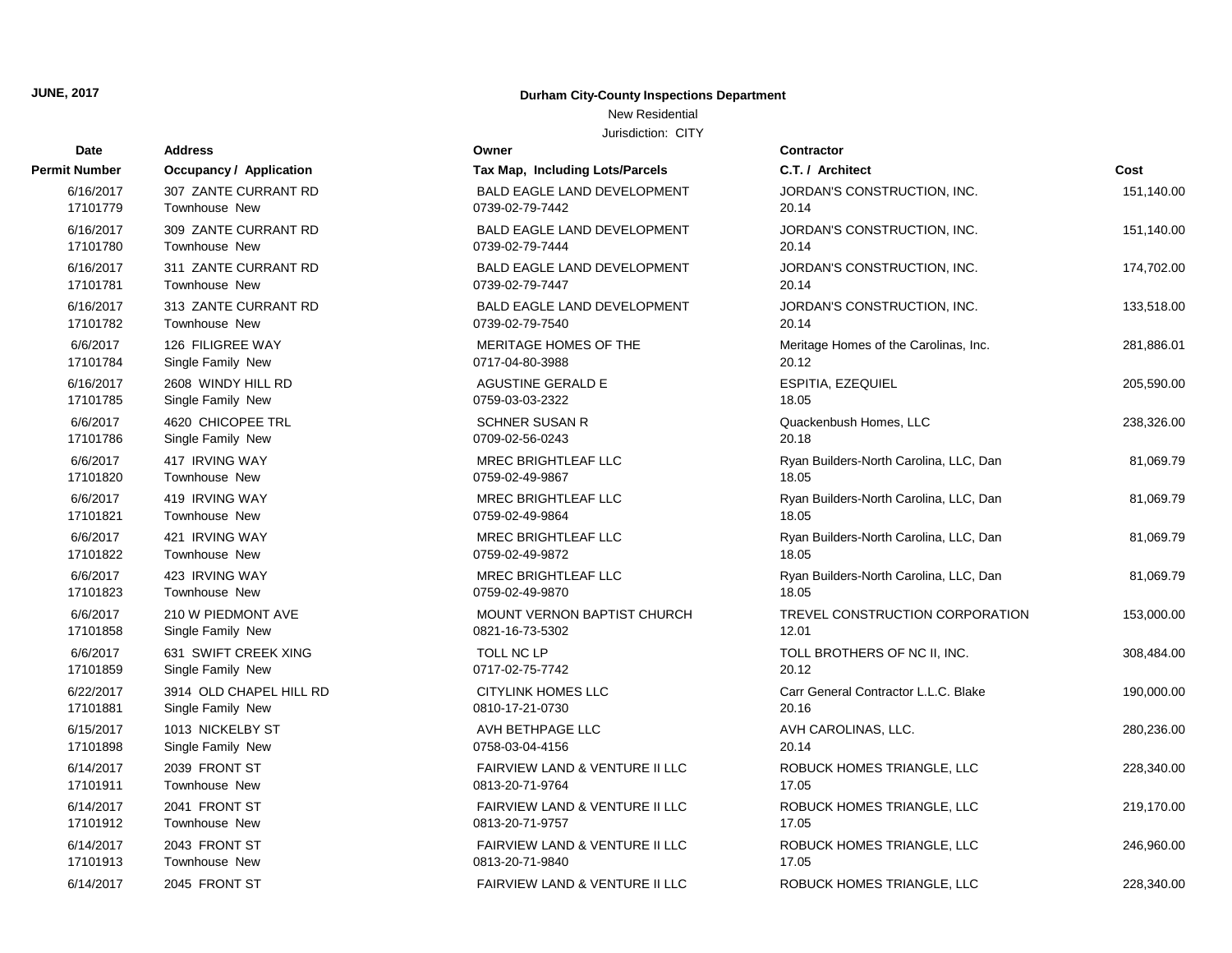**JUNE, 2017**

**Durham City-County Inspections Department**

New Residential

Jurisdiction: CITY

| Date / Permit Number | Address / Occupancy / Application | Owner / Tax Map, Including Lots/Parcels | Contractor / C.T. / Architect | Cost |
|---|---|---|---|---|
| 6/16/2017<br>17101779 | 307 ZANTE CURRANT RD<br>Townhouse New | BALD EAGLE LAND DEVELOPMENT<br>0739-02-79-7442 | JORDAN'S CONSTRUCTION, INC.<br>20.14 | 151,140.00 |
| 6/16/2017<br>17101780 | 309 ZANTE CURRANT RD<br>Townhouse New | BALD EAGLE LAND DEVELOPMENT<br>0739-02-79-7444 | JORDAN'S CONSTRUCTION, INC.<br>20.14 | 151,140.00 |
| 6/16/2017<br>17101781 | 311 ZANTE CURRANT RD<br>Townhouse New | BALD EAGLE LAND DEVELOPMENT<br>0739-02-79-7447 | JORDAN'S CONSTRUCTION, INC.<br>20.14 | 174,702.00 |
| 6/16/2017<br>17101782 | 313 ZANTE CURRANT RD<br>Townhouse New | BALD EAGLE LAND DEVELOPMENT<br>0739-02-79-7540 | JORDAN'S CONSTRUCTION, INC.<br>20.14 | 133,518.00 |
| 6/6/2017<br>17101784 | 126 FILIGREE WAY<br>Single Family New | MERITAGE HOMES OF THE<br>0717-04-80-3988 | Meritage Homes of the Carolinas, Inc.<br>20.12 | 281,886.01 |
| 6/16/2017<br>17101785 | 2608 WINDY HILL RD<br>Single Family New | AGUSTINE GERALD E<br>0759-03-03-2322 | ESPITIA, EZEQUIEL<br>18.05 | 205,590.00 |
| 6/6/2017<br>17101786 | 4620 CHICOPEE TRL<br>Single Family New | SCHNER SUSAN R<br>0709-02-56-0243 | Quackenbush Homes, LLC<br>20.18 | 238,326.00 |
| 6/6/2017<br>17101820 | 417 IRVING WAY<br>Townhouse New | MREC BRIGHTLEAF LLC<br>0759-02-49-9867 | Ryan Builders-North Carolina, LLC, Dan<br>18.05 | 81,069.79 |
| 6/6/2017<br>17101821 | 419 IRVING WAY<br>Townhouse New | MREC BRIGHTLEAF LLC<br>0759-02-49-9864 | Ryan Builders-North Carolina, LLC, Dan<br>18.05 | 81,069.79 |
| 6/6/2017<br>17101822 | 421 IRVING WAY<br>Townhouse New | MREC BRIGHTLEAF LLC<br>0759-02-49-9872 | Ryan Builders-North Carolina, LLC, Dan<br>18.05 | 81,069.79 |
| 6/6/2017<br>17101823 | 423 IRVING WAY<br>Townhouse New | MREC BRIGHTLEAF LLC<br>0759-02-49-9870 | Ryan Builders-North Carolina, LLC, Dan<br>18.05 | 81,069.79 |
| 6/6/2017<br>17101858 | 210 W PIEDMONT AVE<br>Single Family New | MOUNT VERNON BAPTIST CHURCH<br>0821-16-73-5302 | TREVEL CONSTRUCTION CORPORATION<br>12.01 | 153,000.00 |
| 6/6/2017<br>17101859 | 631 SWIFT CREEK XING<br>Single Family New | TOLL NC LP<br>0717-02-75-7742 | TOLL BROTHERS OF NC II, INC.<br>20.12 | 308,484.00 |
| 6/22/2017<br>17101881 | 3914 OLD CHAPEL HILL RD<br>Single Family New | CITYLINK HOMES LLC<br>0810-17-21-0730 | Carr General Contractor L.L.C. Blake<br>20.16 | 190,000.00 |
| 6/15/2017<br>17101898 | 1013 NICKELBY ST<br>Single Family New | AVH BETHPAGE LLC<br>0758-03-04-4156 | AVH CAROLINAS, LLC.<br>20.14 | 280,236.00 |
| 6/14/2017<br>17101911 | 2039 FRONT ST<br>Townhouse New | FAIRVIEW LAND & VENTURE II LLC<br>0813-20-71-9764 | ROBUCK HOMES TRIANGLE, LLC<br>17.05 | 228,340.00 |
| 6/14/2017<br>17101912 | 2041 FRONT ST<br>Townhouse New | FAIRVIEW LAND & VENTURE II LLC<br>0813-20-71-9757 | ROBUCK HOMES TRIANGLE, LLC<br>17.05 | 219,170.00 |
| 6/14/2017<br>17101913 | 2043 FRONT ST<br>Townhouse New | FAIRVIEW LAND & VENTURE II LLC<br>0813-20-71-9840 | ROBUCK HOMES TRIANGLE, LLC<br>17.05 | 246,960.00 |
| 6/14/2017 | 2045 FRONT ST | FAIRVIEW LAND & VENTURE II LLC | ROBUCK HOMES TRIANGLE, LLC | 228,340.00 |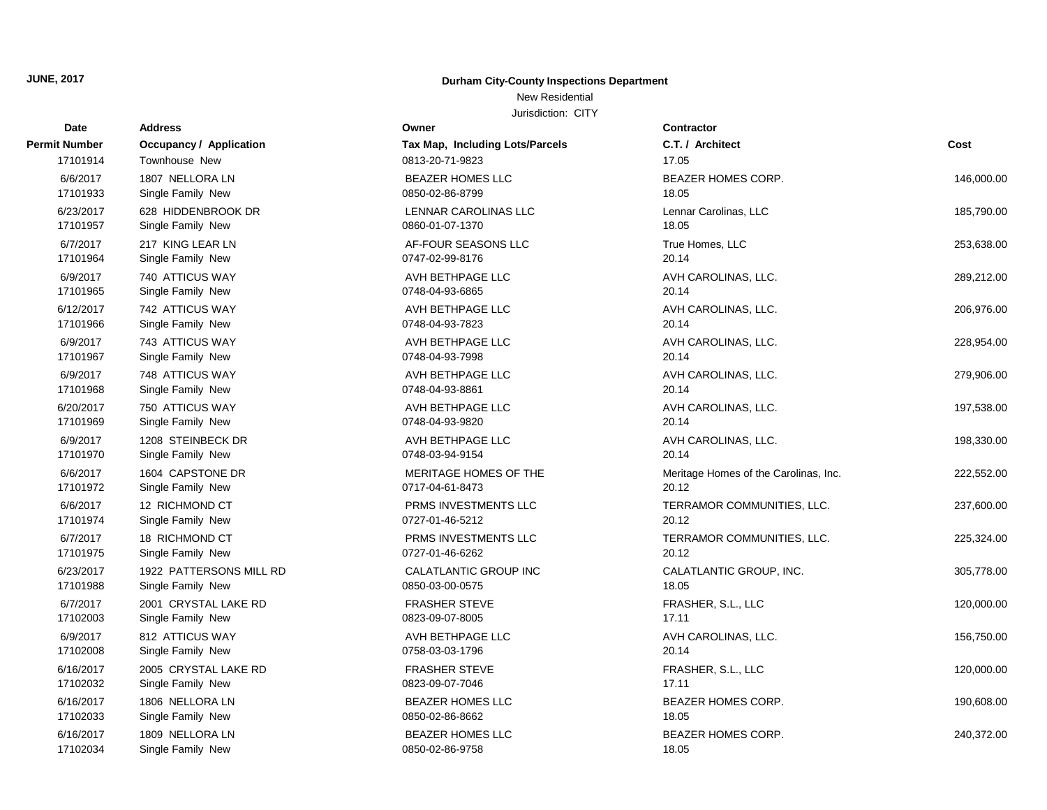**JUNE, 2017**

**Durham City-County Inspections Department**

New Residential

Jurisdiction: CITY

| Date / Permit Number | Address / Occupancy / Application | Owner / Tax Map, Including Lots/Parcels | Contractor / C.T. / Architect | Cost |
|---|---|---|---|---|
| 17101914 | Townhouse New | 0813-20-71-9823 | 17.05 | |
| 6/6/2017 | 1807 NELLORA LN | BEAZER HOMES LLC | BEAZER HOMES CORP. | 146,000.00 |
| 17101933 | Single Family New | 0850-02-86-8799 | 18.05 | |
| 6/23/2017 | 628 HIDDENBROOK DR | LENNAR CAROLINAS LLC | Lennar Carolinas, LLC | 185,790.00 |
| 17101957 | Single Family New | 0860-01-07-1370 | 18.05 | |
| 6/7/2017 | 217 KING LEAR LN | AF-FOUR SEASONS LLC | True Homes, LLC | 253,638.00 |
| 17101964 | Single Family New | 0747-02-99-8176 | 20.14 | |
| 6/9/2017 | 740 ATTICUS WAY | AVH BETHPAGE LLC | AVH CAROLINAS, LLC. | 289,212.00 |
| 17101965 | Single Family New | 0748-04-93-6865 | 20.14 | |
| 6/12/2017 | 742 ATTICUS WAY | AVH BETHPAGE LLC | AVH CAROLINAS, LLC. | 206,976.00 |
| 17101966 | Single Family New | 0748-04-93-7823 | 20.14 | |
| 6/9/2017 | 743 ATTICUS WAY | AVH BETHPAGE LLC | AVH CAROLINAS, LLC. | 228,954.00 |
| 17101967 | Single Family New | 0748-04-93-7998 | 20.14 | |
| 6/9/2017 | 748 ATTICUS WAY | AVH BETHPAGE LLC | AVH CAROLINAS, LLC. | 279,906.00 |
| 17101968 | Single Family New | 0748-04-93-8861 | 20.14 | |
| 6/20/2017 | 750 ATTICUS WAY | AVH BETHPAGE LLC | AVH CAROLINAS, LLC. | 197,538.00 |
| 17101969 | Single Family New | 0748-04-93-9820 | 20.14 | |
| 6/9/2017 | 1208 STEINBECK DR | AVH BETHPAGE LLC | AVH CAROLINAS, LLC. | 198,330.00 |
| 17101970 | Single Family New | 0748-03-94-9154 | 20.14 | |
| 6/6/2017 | 1604 CAPSTONE DR | MERITAGE HOMES OF THE | Meritage Homes of the Carolinas, Inc. | 222,552.00 |
| 17101972 | Single Family New | 0717-04-61-8473 | 20.12 | |
| 6/6/2017 | 12 RICHMOND CT | PRMS INVESTMENTS LLC | TERRAMOR COMMUNITIES, LLC. | 237,600.00 |
| 17101974 | Single Family New | 0727-01-46-5212 | 20.12 | |
| 6/7/2017 | 18 RICHMOND CT | PRMS INVESTMENTS LLC | TERRAMOR COMMUNITIES, LLC. | 225,324.00 |
| 17101975 | Single Family New | 0727-01-46-6262 | 20.12 | |
| 6/23/2017 | 1922 PATTERSONS MILL RD | CALATLANTIC GROUP INC | CALATLANTIC GROUP, INC. | 305,778.00 |
| 17101988 | Single Family New | 0850-03-00-0575 | 18.05 | |
| 6/7/2017 | 2001 CRYSTAL LAKE RD | FRASHER STEVE | FRASHER, S.L., LLC | 120,000.00 |
| 17102003 | Single Family New | 0823-09-07-8005 | 17.11 | |
| 6/9/2017 | 812 ATTICUS WAY | AVH BETHPAGE LLC | AVH CAROLINAS, LLC. | 156,750.00 |
| 17102008 | Single Family New | 0758-03-03-1796 | 20.14 | |
| 6/16/2017 | 2005 CRYSTAL LAKE RD | FRASHER STEVE | FRASHER, S.L., LLC | 120,000.00 |
| 17102032 | Single Family New | 0823-09-07-7046 | 17.11 | |
| 6/16/2017 | 1806 NELLORA LN | BEAZER HOMES LLC | BEAZER HOMES CORP. | 190,608.00 |
| 17102033 | Single Family New | 0850-02-86-8662 | 18.05 | |
| 6/16/2017 | 1809 NELLORA LN | BEAZER HOMES LLC | BEAZER HOMES CORP. | 240,372.00 |
| 17102034 | Single Family New | 0850-02-86-9758 | 18.05 | |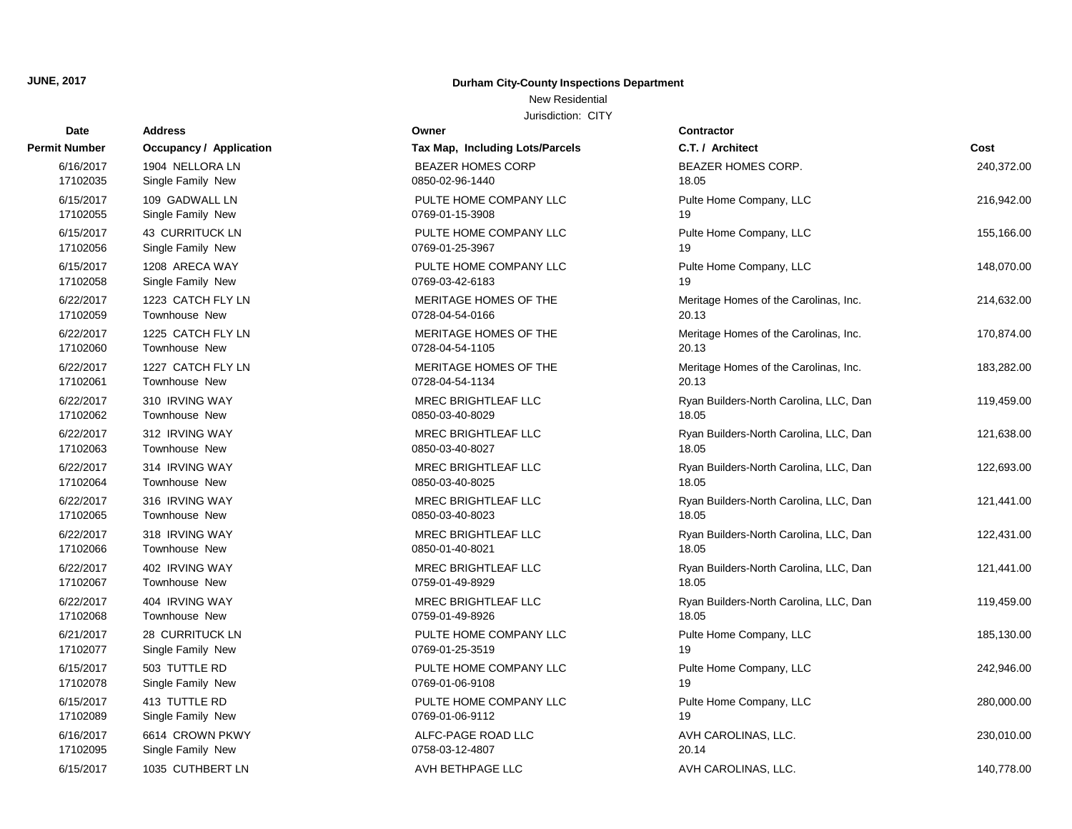**JUNE, 2017**

**Durham City-County Inspections Department**

New Residential

Jurisdiction: CITY

| Date<br>Permit Number | Address<br>Occupancy / Application | Owner<br>Tax Map, Including Lots/Parcels | Contractor<br>C.T. / Architect | Cost |
|---|---|---|---|---|
| 6/16/2017<br>17102035 | 1904 NELLORA LN<br>Single Family New | BEAZER HOMES CORP<br>0850-02-96-1440 | BEAZER HOMES CORP.<br>18.05 | 240,372.00 |
| 6/15/2017<br>17102055 | 109 GADWALL LN<br>Single Family New | PULTE HOME COMPANY LLC<br>0769-01-15-3908 | Pulte Home Company, LLC<br>19 | 216,942.00 |
| 6/15/2017<br>17102056 | 43 CURRITUCK LN<br>Single Family New | PULTE HOME COMPANY LLC<br>0769-01-25-3967 | Pulte Home Company, LLC<br>19 | 155,166.00 |
| 6/15/2017<br>17102058 | 1208 ARECA WAY<br>Single Family New | PULTE HOME COMPANY LLC<br>0769-03-42-6183 | Pulte Home Company, LLC<br>19 | 148,070.00 |
| 6/22/2017<br>17102059 | 1223 CATCH FLY LN<br>Townhouse New | MERITAGE HOMES OF THE<br>0728-04-54-0166 | Meritage Homes of the Carolinas, Inc.<br>20.13 | 214,632.00 |
| 6/22/2017<br>17102060 | 1225 CATCH FLY LN<br>Townhouse New | MERITAGE HOMES OF THE<br>0728-04-54-1105 | Meritage Homes of the Carolinas, Inc.<br>20.13 | 170,874.00 |
| 6/22/2017<br>17102061 | 1227 CATCH FLY LN<br>Townhouse New | MERITAGE HOMES OF THE<br>0728-04-54-1134 | Meritage Homes of the Carolinas, Inc.<br>20.13 | 183,282.00 |
| 6/22/2017<br>17102062 | 310 IRVING WAY<br>Townhouse New | MREC BRIGHTLEAF LLC<br>0850-03-40-8029 | Ryan Builders-North Carolina, LLC, Dan<br>18.05 | 119,459.00 |
| 6/22/2017<br>17102063 | 312 IRVING WAY<br>Townhouse New | MREC BRIGHTLEAF LLC<br>0850-03-40-8027 | Ryan Builders-North Carolina, LLC, Dan<br>18.05 | 121,638.00 |
| 6/22/2017<br>17102064 | 314 IRVING WAY<br>Townhouse New | MREC BRIGHTLEAF LLC<br>0850-03-40-8025 | Ryan Builders-North Carolina, LLC, Dan<br>18.05 | 122,693.00 |
| 6/22/2017<br>17102065 | 316 IRVING WAY<br>Townhouse New | MREC BRIGHTLEAF LLC<br>0850-03-40-8023 | Ryan Builders-North Carolina, LLC, Dan<br>18.05 | 121,441.00 |
| 6/22/2017<br>17102066 | 318 IRVING WAY<br>Townhouse New | MREC BRIGHTLEAF LLC<br>0850-01-40-8021 | Ryan Builders-North Carolina, LLC, Dan<br>18.05 | 122,431.00 |
| 6/22/2017<br>17102067 | 402 IRVING WAY<br>Townhouse New | MREC BRIGHTLEAF LLC<br>0759-01-49-8929 | Ryan Builders-North Carolina, LLC, Dan<br>18.05 | 121,441.00 |
| 6/22/2017<br>17102068 | 404 IRVING WAY<br>Townhouse New | MREC BRIGHTLEAF LLC<br>0759-01-49-8926 | Ryan Builders-North Carolina, LLC, Dan<br>18.05 | 119,459.00 |
| 6/21/2017<br>17102077 | 28 CURRITUCK LN<br>Single Family New | PULTE HOME COMPANY LLC<br>0769-01-25-3519 | Pulte Home Company, LLC<br>19 | 185,130.00 |
| 6/15/2017<br>17102078 | 503 TUTTLE RD<br>Single Family New | PULTE HOME COMPANY LLC<br>0769-01-06-9108 | Pulte Home Company, LLC<br>19 | 242,946.00 |
| 6/15/2017<br>17102089 | 413 TUTTLE RD<br>Single Family New | PULTE HOME COMPANY LLC<br>0769-01-06-9112 | Pulte Home Company, LLC<br>19 | 280,000.00 |
| 6/16/2017<br>17102095 | 6614 CROWN PKWY<br>Single Family New | ALFC-PAGE ROAD LLC<br>0758-03-12-4807 | AVH CAROLINAS, LLC.<br>20.14 | 230,010.00 |
| 6/15/2017 | 1035 CUTHBERT LN | AVH BETHPAGE LLC | AVH CAROLINAS, LLC. | 140,778.00 |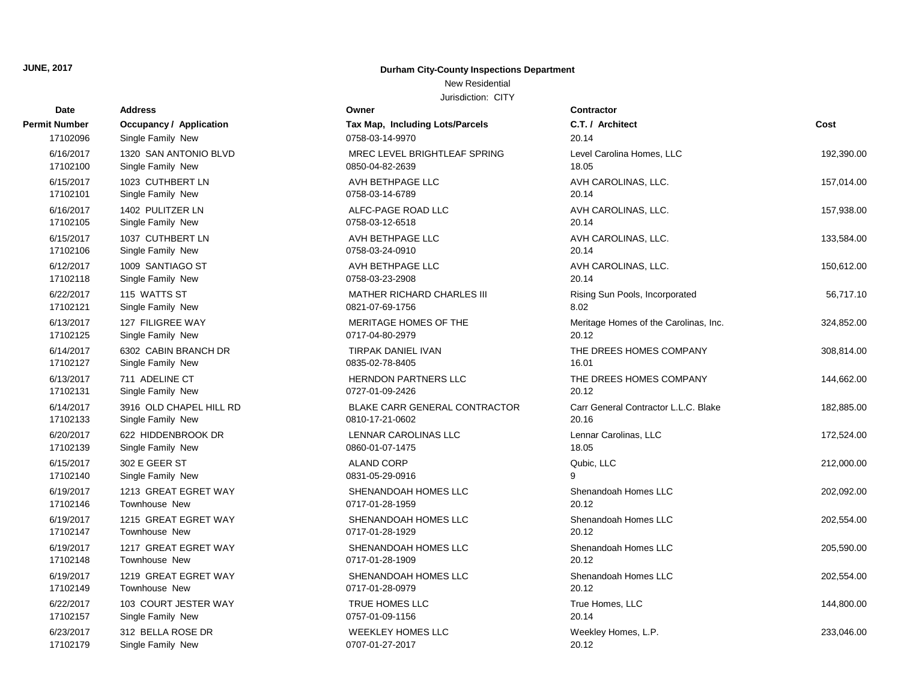**JUNE, 2017**

## Durham City-County Inspections Department

New Residential

Jurisdiction: CITY

| Date<br>Permit Number | Address<br>Occupancy / Application | Owner<br>Tax Map, Including Lots/Parcels | Contractor<br>C.T. / Architect | Cost |
|---|---|---|---|---|
| 17102096 | Single Family New | 0758-03-14-9970 | 20.14 | |
| 6/16/2017<br>17102100 | 1320 SAN ANTONIO BLVD<br>Single Family New | MREC LEVEL BRIGHTLEAF SPRING<br>0850-04-82-2639 | Level Carolina Homes, LLC<br>18.05 | 192,390.00 |
| 6/15/2017<br>17102101 | 1023 CUTHBERT LN<br>Single Family New | AVH BETHPAGE LLC<br>0758-03-14-6789 | AVH CAROLINAS, LLC.<br>20.14 | 157,014.00 |
| 6/16/2017<br>17102105 | 1402 PULITZER LN<br>Single Family New | ALFC-PAGE ROAD LLC<br>0758-03-12-6518 | AVH CAROLINAS, LLC.<br>20.14 | 157,938.00 |
| 6/15/2017<br>17102106 | 1037 CUTHBERT LN<br>Single Family New | AVH BETHPAGE LLC<br>0758-03-24-0910 | AVH CAROLINAS, LLC.<br>20.14 | 133,584.00 |
| 6/12/2017<br>17102118 | 1009 SANTIAGO ST<br>Single Family New | AVH BETHPAGE LLC<br>0758-03-23-2908 | AVH CAROLINAS, LLC.<br>20.14 | 150,612.00 |
| 6/22/2017<br>17102121 | 115 WATTS ST<br>Single Family New | MATHER RICHARD CHARLES III<br>0821-07-69-1756 | Rising Sun Pools, Incorporated<br>8.02 | 56,717.10 |
| 6/13/2017<br>17102125 | 127 FILIGREE WAY<br>Single Family New | MERITAGE HOMES OF THE<br>0717-04-80-2979 | Meritage Homes of the Carolinas, Inc.<br>20.12 | 324,852.00 |
| 6/14/2017<br>17102127 | 6302 CABIN BRANCH DR<br>Single Family New | TIRPAK DANIEL IVAN<br>0835-02-78-8405 | THE DREES HOMES COMPANY<br>16.01 | 308,814.00 |
| 6/13/2017<br>17102131 | 711 ADELINE CT<br>Single Family New | HERNDON PARTNERS LLC<br>0727-01-09-2426 | THE DREES HOMES COMPANY<br>20.12 | 144,662.00 |
| 6/14/2017<br>17102133 | 3916 OLD CHAPEL HILL RD<br>Single Family New | BLAKE CARR GENERAL CONTRACTOR<br>0810-17-21-0602 | Carr General Contractor L.L.C. Blake<br>20.16 | 182,885.00 |
| 6/20/2017<br>17102139 | 622 HIDDENBROOK DR<br>Single Family New | LENNAR CAROLINAS LLC<br>0860-01-07-1475 | Lennar Carolinas, LLC<br>18.05 | 172,524.00 |
| 6/15/2017<br>17102140 | 302 E GEER ST<br>Single Family New | ALAND CORP<br>0831-05-29-0916 | Qubic, LLC<br>9 | 212,000.00 |
| 6/19/2017<br>17102146 | 1213 GREAT EGRET WAY<br>Townhouse New | SHENANDOAH HOMES LLC<br>0717-01-28-1959 | Shenandoah Homes LLC<br>20.12 | 202,092.00 |
| 6/19/2017<br>17102147 | 1215 GREAT EGRET WAY<br>Townhouse New | SHENANDOAH HOMES LLC<br>0717-01-28-1929 | Shenandoah Homes LLC<br>20.12 | 202,554.00 |
| 6/19/2017<br>17102148 | 1217 GREAT EGRET WAY<br>Townhouse New | SHENANDOAH HOMES LLC<br>0717-01-28-1909 | Shenandoah Homes LLC<br>20.12 | 205,590.00 |
| 6/19/2017<br>17102149 | 1219 GREAT EGRET WAY<br>Townhouse New | SHENANDOAH HOMES LLC<br>0717-01-28-0979 | Shenandoah Homes LLC<br>20.12 | 202,554.00 |
| 6/22/2017<br>17102157 | 103 COURT JESTER WAY<br>Single Family New | TRUE HOMES LLC<br>0757-01-09-1156 | True Homes, LLC<br>20.14 | 144,800.00 |
| 6/23/2017<br>17102179 | 312 BELLA ROSE DR<br>Single Family New | WEEKLEY HOMES LLC<br>0707-01-27-2017 | Weekley Homes, L.P.<br>20.12 | 233,046.00 |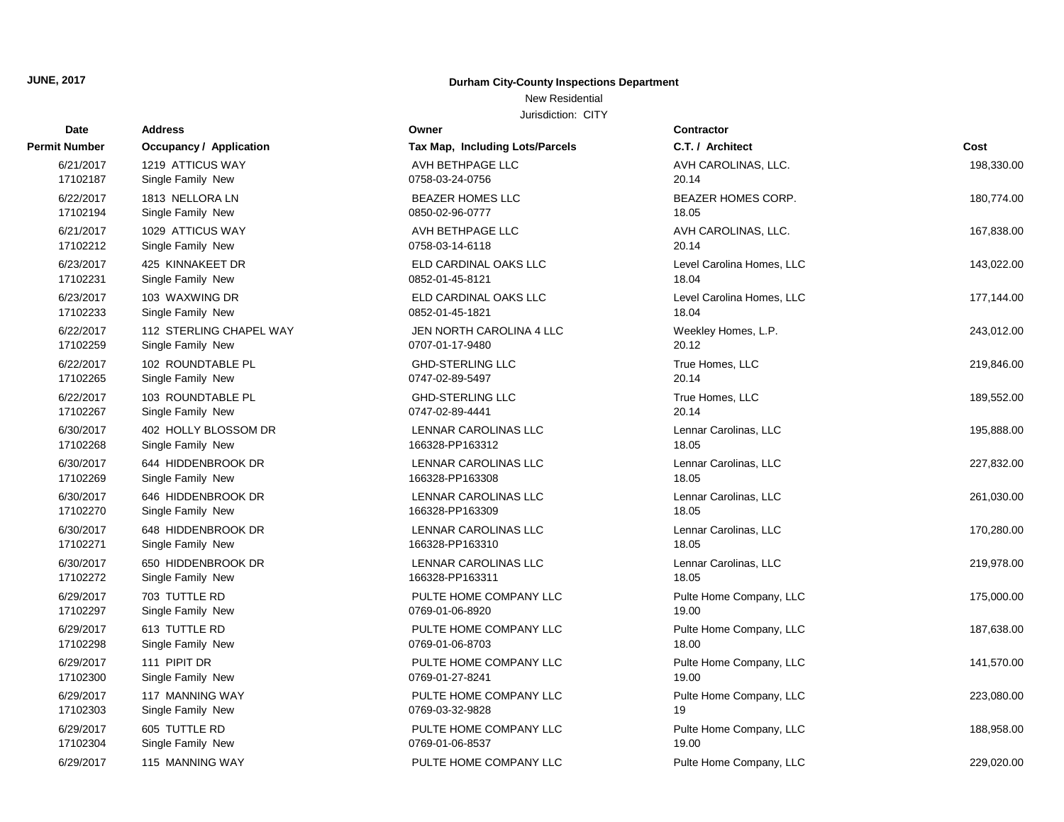**JUNE, 2017**

**Durham City-County Inspections Department**

New Residential

Jurisdiction: CITY

| Date<br>Permit Number | Address<br>Occupancy / Application | Owner<br>Tax Map, Including Lots/Parcels | Contractor<br>C.T. / Architect | Cost |
|---|---|---|---|---|
| 6/21/2017<br>17102187 | 1219 ATTICUS WAY<br>Single Family New | AVH BETHPAGE LLC<br>0758-03-24-0756 | AVH CAROLINAS, LLC.<br>20.14 | 198,330.00 |
| 6/22/2017<br>17102194 | 1813 NELLORA LN<br>Single Family New | BEAZER HOMES LLC<br>0850-02-96-0777 | BEAZER HOMES CORP.<br>18.05 | 180,774.00 |
| 6/21/2017<br>17102212 | 1029 ATTICUS WAY<br>Single Family New | AVH BETHPAGE LLC<br>0758-03-14-6118 | AVH CAROLINAS, LLC.<br>20.14 | 167,838.00 |
| 6/23/2017<br>17102231 | 425 KINNAKEET DR<br>Single Family New | ELD CARDINAL OAKS LLC<br>0852-01-45-8121 | Level Carolina Homes, LLC<br>18.04 | 143,022.00 |
| 6/23/2017<br>17102233 | 103 WAXWING DR<br>Single Family New | ELD CARDINAL OAKS LLC<br>0852-01-45-1821 | Level Carolina Homes, LLC<br>18.04 | 177,144.00 |
| 6/22/2017<br>17102259 | 112 STERLING CHAPEL WAY<br>Single Family New | JEN NORTH CAROLINA 4 LLC<br>0707-01-17-9480 | Weekley Homes, L.P.<br>20.12 | 243,012.00 |
| 6/22/2017<br>17102265 | 102 ROUNDTABLE PL<br>Single Family New | GHD-STERLING LLC<br>0747-02-89-5497 | True Homes, LLC<br>20.14 | 219,846.00 |
| 6/22/2017<br>17102267 | 103 ROUNDTABLE PL<br>Single Family New | GHD-STERLING LLC<br>0747-02-89-4441 | True Homes, LLC<br>20.14 | 189,552.00 |
| 6/30/2017<br>17102268 | 402 HOLLY BLOSSOM DR<br>Single Family New | LENNAR CAROLINAS LLC<br>166328-PP163312 | Lennar Carolinas, LLC<br>18.05 | 195,888.00 |
| 6/30/2017<br>17102269 | 644 HIDDENBROOK DR<br>Single Family New | LENNAR CAROLINAS LLC<br>166328-PP163308 | Lennar Carolinas, LLC<br>18.05 | 227,832.00 |
| 6/30/2017<br>17102270 | 646 HIDDENBROOK DR<br>Single Family New | LENNAR CAROLINAS LLC<br>166328-PP163309 | Lennar Carolinas, LLC<br>18.05 | 261,030.00 |
| 6/30/2017<br>17102271 | 648 HIDDENBROOK DR<br>Single Family New | LENNAR CAROLINAS LLC<br>166328-PP163310 | Lennar Carolinas, LLC<br>18.05 | 170,280.00 |
| 6/30/2017<br>17102272 | 650 HIDDENBROOK DR<br>Single Family New | LENNAR CAROLINAS LLC<br>166328-PP163311 | Lennar Carolinas, LLC<br>18.05 | 219,978.00 |
| 6/29/2017<br>17102297 | 703 TUTTLE RD<br>Single Family New | PULTE HOME COMPANY LLC<br>0769-01-06-8920 | Pulte Home Company, LLC<br>19.00 | 175,000.00 |
| 6/29/2017<br>17102298 | 613 TUTTLE RD<br>Single Family New | PULTE HOME COMPANY LLC<br>0769-01-06-8703 | Pulte Home Company, LLC<br>18.00 | 187,638.00 |
| 6/29/2017<br>17102300 | 111 PIPIT DR<br>Single Family New | PULTE HOME COMPANY LLC<br>0769-01-27-8241 | Pulte Home Company, LLC<br>19.00 | 141,570.00 |
| 6/29/2017<br>17102303 | 117 MANNING WAY<br>Single Family New | PULTE HOME COMPANY LLC<br>0769-03-32-9828 | Pulte Home Company, LLC<br>19 | 223,080.00 |
| 6/29/2017<br>17102304 | 605 TUTTLE RD<br>Single Family New | PULTE HOME COMPANY LLC<br>0769-01-06-8537 | Pulte Home Company, LLC<br>19.00 | 188,958.00 |
| 6/29/2017 | 115 MANNING WAY | PULTE HOME COMPANY LLC | Pulte Home Company, LLC | 229,020.00 |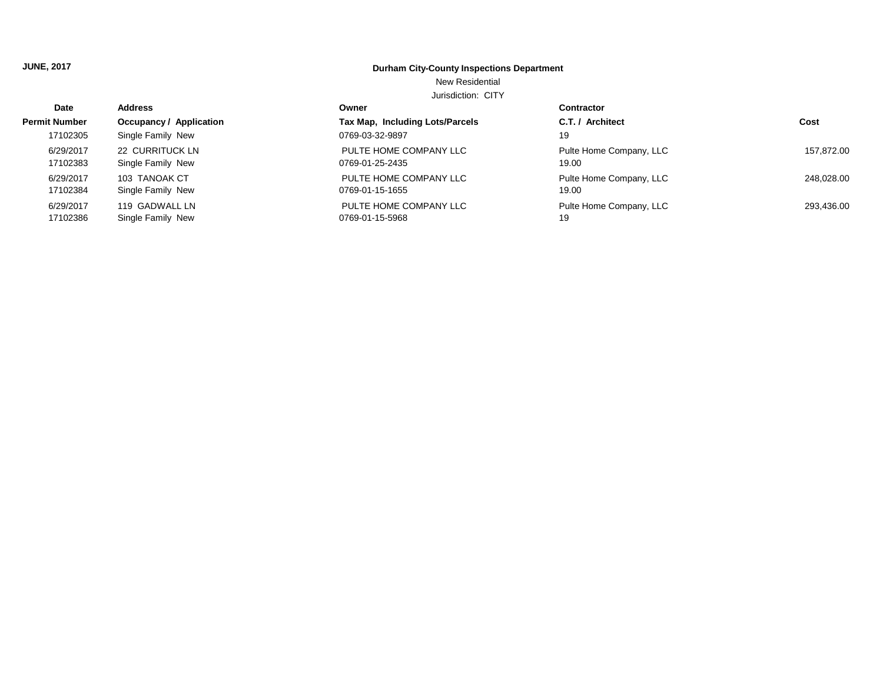**JUNE, 2017**

**Durham City-County Inspections Department**

New Residential

Jurisdiction: CITY

| Date / Permit Number | Address / Occupancy / Application | Owner / Tax Map, Including Lots/Parcels | Contractor / C.T. / Architect | Cost |
|---|---|---|---|---|
| 17102305 | Single Family New | 0769-03-32-9897 | 19 | |
| 6/29/2017 | 22 CURRITUCK LN | PULTE HOME COMPANY LLC | Pulte Home Company, LLC | 157,872.00 |
| 17102383 | Single Family New | 0769-01-25-2435 | 19.00 | |
| 6/29/2017 | 103 TANOAK CT | PULTE HOME COMPANY LLC | Pulte Home Company, LLC | 248,028.00 |
| 17102384 | Single Family New | 0769-01-15-1655 | 19.00 | |
| 6/29/2017 | 119 GADWALL LN | PULTE HOME COMPANY LLC | Pulte Home Company, LLC | 293,436.00 |
| 17102386 | Single Family New | 0769-01-15-5968 | 19 | |